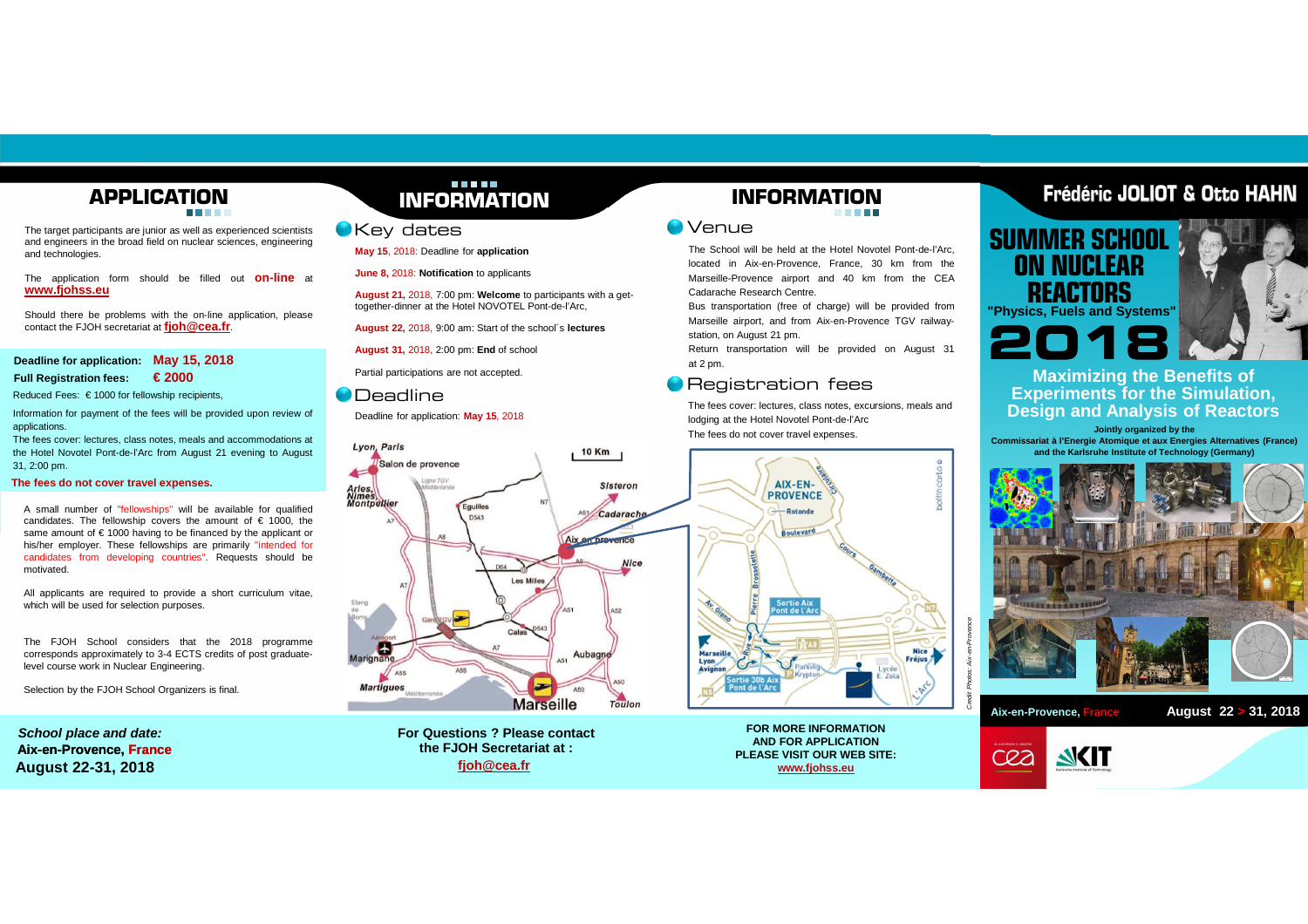## APPLICATION

The target participants are junior as well as experienced scientists and engineers in the broad field on nuclear sciences, engineering and technologies.

The application form should be filled out **on-line** at **www.fjohss.eu**

Should there be problems with the on-line application, please contact the FJOH secretariat at **fjoh@cea.fr**.

**Deadline for application: May 15, 2018**

**Full Registration fees: € 2000**

Reduced Fees: € 1000 for fellowship recipients,

Information for payment of the fees will be provided upon review of applications.

The fees cover: lectures, class notes, meals and accommodations at the Hotel Novotel Pont-de-l'Arc from August 21 evening to August 31, 2:00 pm.

**The fees do not cover travel expenses.**

A small number of "fellowships" will be available for qualified candidates. The fellowship covers the amount of € 1000, the same amount of € 1000 having to be financed by the applicant or his/her employer. These fellowships are primarily "intended for candidates from developing countries". Requests should be motivated.

All applicants are required to provide a short curriculum vitae, which will be used for selection purposes.

The FJOH School considers that the 2018 programme corresponds approximately to 3-4 ECTS credits of post graduate-level course work in Nuclear Engineering.

Selection by the FJOH School Organizers is final.

***School place and date:***
**Aix-en-Provence, France**
**August 22-31, 2018**

## INFORMATION

### Key dates

**May 15**, 2018: Deadline for **application**

**June 8**, 2018: **Notification** to applicants

**August 21**, 2018, 7:00 pm: **Welcome** to participants with a get-together-dinner at the Hotel NOVOTEL Pont-de-l'Arc,

**August 22**, 2018, 9:00 am: Start of the school's **lectures**

**August 31**, 2018, 2:00 pm: **End** of school

Partial participations are not accepted.

### Deadline

Deadline for application: **May 15**, 2018

**For Questions ? Please contact the FJOH Secretariat at :**
**fjoh@cea.fr**

## INFORMATION

### Venue

The School will be held at the Hotel Novotel Pont-de-l'Arc, located in Aix-en-Provence, France, 30 km from the Marseille-Provence airport and 40 km from the CEA Cadarache Research Centre.

Bus transportation (free of charge) will be provided from Marseille airport, and from Aix-en-Provence TGV railway-station, on August 21 pm.

Return transportation will be provided on August 31 at 2 pm.

### Registration fees

The fees cover: lectures, class notes, excursions, meals and lodging at the Hotel Novotel Pont-de-l'Arc

The fees do not cover travel expenses.

Credit Photos: Aix-en-Provence

**FOR MORE INFORMATION**
**AND FOR APPLICATION**
**PLEASE VISIT OUR WEB SITE:**
**www.fjohss.eu**

# Frédéric JOLIOT & Otto HAHN

# SUMMER SCHOOL ON NUCLEAR REACTORS

**"Physics, Fuels and Systems"**

# 2018

## Maximizing the Benefits of Experiments for the Simulation, Design and Analysis of Reactors

**Jointly organized by the**
**Commissariat à l'Energie Atomique et aux Energies Alternatives (France)**
**and the Karlsruhe Institute of Technology (Germany)**

**Aix-en-Provence, France** — **August 22 > 31, 2018**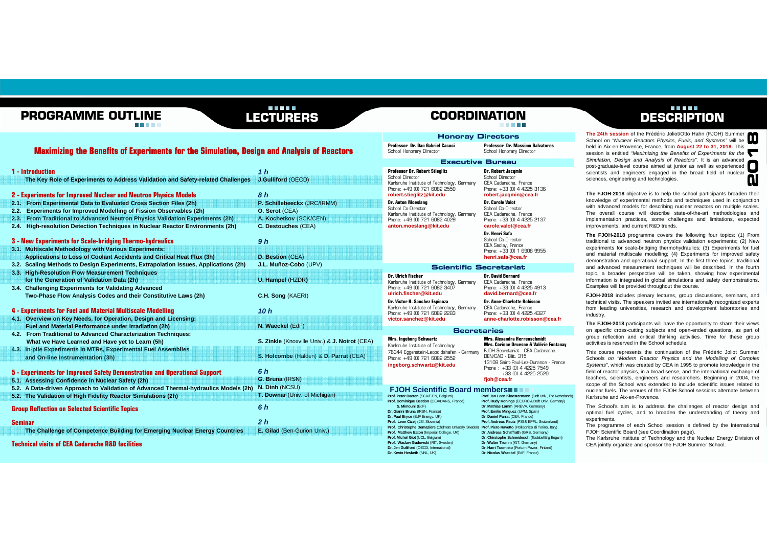# PROGRAMME OUTLINE

# LECTURERS

## Maximizing the Benefits of Experiments for the Simulation, Design and Analysis of Reactors

| | |
|---|---|
| **1 - Introduction** | **1 h** |
| The Key Role of Experiments to Address Validation and Safety-related Challenges | **J.Gulliford** (OECD) |
| **2 - Experiments for Improved Nuclear and Neutron Physics Models** | **8 h** |
| 2.1. From Experimental Data to Evaluated Cross Section Files (2h) | **P. Schillebeeckx** (JRC/IRMM) |
| 2.2. Experiments for Improved Modelling of Fission Observables (2h) | **O. Serot** (CEA) |
| 2.3. From Traditional to Advanced Neutron Physics Validation Experiments (2h) | **A. Kochetkov** (SCK/CEN) |
| 2.4. High-resolution Detection Techniques in Nuclear Reactor Environments (2h) | **C. Destouches** (CEA) |
| **3 - New Experiments for Scale-bridging Thermo-hydraulics** | **9 h** |
| 3.1. Multiscale Methodology with Various Experiments: Applications to Loss of Coolant Accidents and Critical Heat Flux (3h) | **D. Bestion** (CEA) |
| 3.2. Scaling Methods to Design Experiments, Extrapolation Issues, Applications (2h) | **J.L. Muñoz-Cobo** (UPV) |
| 3.3. High-Resolution Flow Measurement Techniques for the Generation of Validation Data (2h) | **U. Hampel** (HZDR) |
| 3.4. Challenging Experiments for Validating Advanced Two-Phase Flow Analysis Codes and their Constitutive Laws (2h) | **C.H. Song** (KAERI) |
| **4 - Experiments for Fuel and Material Multiscale Modelling** | **10 h** |
| 4.1. Overview on Key Needs, for Operation, Design and Licensing: Fuel and Material Performance under Irradiation (2h) | **N. Waeckel** (EdF) |
| 4.2. From Traditional to Advanced Characterization Techniques: What we have Learned and Have yet to Learn (5h) | **S. Zinkle** (Knoxville Univ.) & **J. Noirot** (CEA) |
| 4.3. In-pile Experiments in MTRs, Experimental Fuel Assemblies and On-line Instrumentation (3h) | **S. Holcombe** (Halden) & **D. Parrat** (CEA) |
| **5 - Experiments for Improved Safety Demonstration and Operational Support** | **6 h** |
| 5.1. Assessing Confidence in Nuclear Safety (2h) | **G. Bruna** (IRSN) |
| 5.2. A Data-driven Approach to Validation of Advanced Thermal-hydraulics Models (2h) | **N. Dinh** (NCSU) |
| 5.2. The Validation of High Fidelity Reactor Simulations (2h) | **T. Downar** (Univ. of Michigan) |
| **Group Reflection on Selected Scientific Topics** | **6 h** |
| **Seminar** | **2 h** |
| The Challenge of Competence Building for Emerging Nuclear Energy Countries | **E. Gilad** (Ben-Gurion Univ.) |
| **Technical visits of CEA Cadarache R&D facilities** | |

# COORDINATION

## Honoray Directors

**Professor Dr. Dan Gabriel Cacuci**
School Honorary Director

**Professor Dr. Massimo Salvatores**
School Honorary Director

## Executive Bureau

**Professor Dr. Robert Stieglitz**
School Director
Karlsruhe Institute of Technology, Germany
Phone: +49 (0) 721 6082 2550
**robert.stieglitz@kit.edu**

**Dr. Robert Jacqmin**
School Director
CEA Cadarache, France
Phone: +33 (0) 4 4225 3136
**robert.jacqmin@cea.fr**

**Dr. Anton Moeslang**
School Co-Director
Karlsruhe Institute of Technology, Germany
Phone: +49 (0) 721 6082 4029
**anton.moeslang@kit.edu**

**Dr. Carole Valot**
School Co-Director
CEA Cadarache, France
Phone: +33 (0) 4 4225 2137
**carole.valot@cea.fr**

**Dr. Henri Safa**
School Co-Director
CEA Saclay, France
Phone: +33 (0) 1 6908 9955
**henri.safa@cea.fr**

## Scientific Secretariat

**Dr. Ulrich Fischer**
Karlsruhe Institute of Technology, Germany
Phone: +49 (0) 721 6082 3407
**ulrich.fischer@kit.edu**

**Dr. David Bernard**
CEA Cadarache, France
Phone: +33 (0) 4 4225 4913
**david.bernard@cea.fr**

**Dr. Victor H. Sanchez Espinoza**
Karlsruhe Institute of Technology, Germany
Phone: +49 (0) 721 6082 2283
**victor.sanchez@kit.edu**

**Dr. Anne-Charlotte Robisson**
CEA Cadarache, France
Phone: +33 (0) 4 4225 4327
**anne-charlotte.robisson@cea.fr**

## Secretaries

**Mrs. Ingeborg Schwartz**
Karlsruhe Institute of Technology
76344 Eggenstein-Leopoldshafen - Germany
Phone: +49 (0) 721 6082 2552
**ingeborg.schwartz@kit.edu**

**Mrs. Alexandra Herrenschmidt**
**Mrs. Corinne Druesne & Valérie Fontanay**
FJOH Secretariat - CEA Cadarache
DEN/CAD - Bât. 315
13108 Saint-Paul-Lez-Durance - France
Phone : +33 (0) 4 4225 7549
+33 (0) 4 4225 2520
**fjoh@cea.fr**

## FJOH Scientific Board members

- **Prof. Peter Baeten** (SCK/CEN, Belgium)
- **Prof. Dominique Bestion** (CEA/DANS, France)
- **S. Mimouni** (EdF)
- **Dr. Gianni Bruna** (IRSN, France)
- **Dr. Paul Bryce** (EdF Energy, UK)
- **Prof. Leon Cizelj** (JSI, Slovenia)
- **Prof. Christophe Demazière** (Chalmers University, Sweden)
- **Prof. Matthew Eaton** (Imperial College, UK)
- **Prof. Michel Giot** (UCL, Belgium)
- **Prof. Waclaw Gudowski** (RIT, Sweden)
- **Dr. Jim Gulliford** (OECD, International)
- **Dr. Kevin Hesketh** (NNL, UK)
- **Prof. Jan Leen Kloostermann** (Delft Univ., The Netherlands)
- **Prof. Rudy Konings** (EC/JRC & Delft Univ., Germany)
- **Dr. Mathias Lamm** (AREVA, Germany)
- **Prof. Emilio Minguez** (UPM, Spain)
- **Dr. Daniel Parrat** (CEA, France)
- **Prof. Andreas Pautz** (PSI & EPFL, Switzerland)
- **Prof. Piero Ravetto** (Politecnico di Torino, Italy)
- **Dr. Andreas Schaffrath** (GRS, Germany)
- **Dr. Chirstophe Schneidesch** (Tractebel Eng, Belgium)
- **Dr. Walter Tromm** (KIT, Germany)
- **Dr. Harri Tuomisto** (Fortum Power, Finland)
- **Dr. Nicolas Waeckel** (EdF, France)

# DESCRIPTION

**2018**

**The 24th session** of the Frédéric Joliot/Otto Hahn (FJOH) Summer School on *"Nuclear Reactors Physics, Fuels, and Systems"* will be held in Aix-en-Provence, France, from **August 22 to 31, 2018.** This session is entitled *"Maximizing the Benefits of Experiments for the Simulation, Design and Analysis of Reactors"*. It is an advanced post-graduate-level course aimed at junior as well as experienced scientists and engineers engaged in the broad field of nuclear sciences, engineering and technologies.

**The FJOH-2018** objective is to help the school participants broaden their knowledge of experimental methods and techniques used in conjunction with advanced models for describing nuclear reactors on multiple scales. The overall course will describe state-of-the-art methodologies and implementation practices, some challenges and limitations, expected improvements, and current R&D trends.

**The FJOH-2018** programme covers the following four topics: (1) From traditional to advanced neutron physics validation experiments; (2) New experiments for scale-bridging thermohydraulics; (3) Experiments for fuel and material multiscale modelling; (4) Experiments for improved safety demonstration and operational support. In the first three topics, traditional and advanced measurement techniques will be described. In the fourth topic, a broader perspective will be taken, showing how experimental information is integrated in global simulations and safety demonstrations. Examples will be provided throughout the course.

**FJOH-2018** includes plenary lectures, group discussions, seminars, and technical visits. The speakers invited are internationally recognized experts from leading universities, research and development laboratories and industry.

**The FJOH-2018** participants will have the opportunity to share their views on specific cross-cutting subjects and open-ended questions, as part of group reflection and critical thinking activities. Time for these group activities is reserved in the School schedule.

This course represents the continuation of the Frédéric Joliot Summer Schools *on "Modern Reactor Physics and the Modelling of Complex Systems"*, which was created by CEA in 1995 to promote knowledge in the field of reactor physics, in a broad sense, and the international exchange of teachers, scientists, engineers and researchers. Beginning in 2004, the scope of the School was extended to include scientific issues related to nuclear fuels. The venues of the FJOH School sessions alternate between Karlsruhe and Aix-en-Provence.

The School's aim is to address the challenges of reactor design and optimal fuel cycles, and to broaden the understanding of theory and experiments.

The programme of each School session is defined by the International FJOH Scientific Board (see Coordination page).

The Karlsruhe Institute of Technology and the Nuclear Energy Division of CEA jointly organize and sponsor the FJOH Summer School.